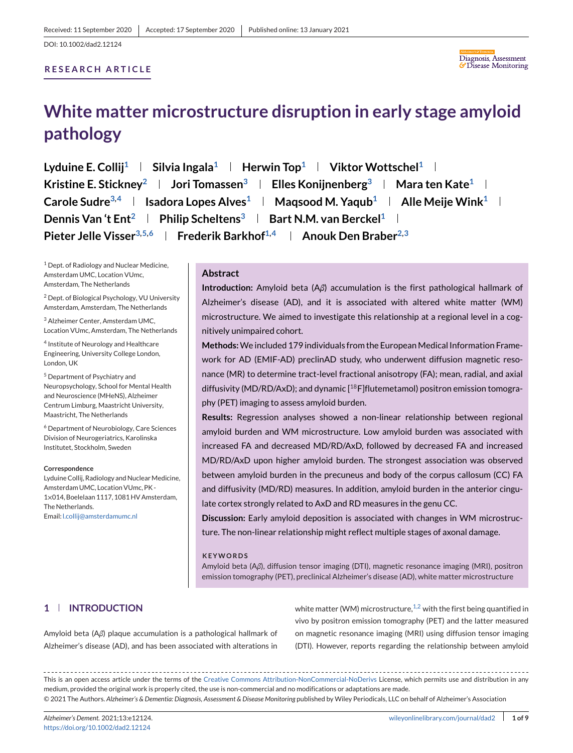Received: 11 September 2020 | Accepted: 17 September 2020 | Published online: 13 January 2021

DOI: 10.1002/dad2.12124

**RESEARCH ARTICLE**

# White matter microstructure disruption in early stage amyloid pathology

**Lyduine E. Collij[1] | Silvia Ingala[1] | Herwin Top[1] | Viktor Wottschel[1] | Kristine E. Stickney[2] | Jori Tomassen[3] | Elles Konijnenberg[3] | Mara ten Kate[1] | Carole Sudre[3,4] | Isadora Lopes Alves[1] | Maqsood M. Yaqub[1] | Alle Meije Wink[1] | Dennis Van 't Ent[2] | Philip Scheltens[3] | Bart N.M. van Berckel[1] | Pieter Jelle Visser[3,5,6] | Frederik Barkhof[1,4] | Anouk Den Braber[2,3]**

[1] Dept. of Radiology and Nuclear Medicine, Amsterdam UMC, Location VUmc, Amsterdam, The Netherlands

[2] Dept. of Biological Psychology, VU University Amsterdam, Amsterdam, The Netherlands

[3] Alzheimer Center, Amsterdam UMC, Location VUmc, Amsterdam, The Netherlands

[4] Institute of Neurology and Healthcare Engineering, University College London, London, UK

[5] Department of Psychiatry and Neuropsychology, School for Mental Health and Neuroscience (MHeNS), Alzheimer Centrum Limburg, Maastricht University, Maastricht, The Netherlands

[6] Department of Neurobiology, Care Sciences Division of Neurogeriatrics, Karolinska Institutet, Stockholm, Sweden

**Correspondence**

Lyduine Collij, Radiology and Nuclear Medicine, Amsterdam UMC, Location VUmc, PK - 1×014, Boelelaan 1117, 1081 HV Amsterdam, The Netherlands.
Email: l.collij@amsterdamumc.nl

## Abstract

**Introduction:** Amyloid beta (Aβ) accumulation is the first pathological hallmark of Alzheimer's disease (AD), and it is associated with altered white matter (WM) microstructure. We aimed to investigate this relationship at a regional level in a cognitively unimpaired cohort.

**Methods:** We included 179 individuals from the European Medical Information Framework for AD (EMIF-AD) preclinAD study, who underwent diffusion magnetic resonance (MR) to determine tract-level fractional anisotropy (FA); mean, radial, and axial diffusivity (MD/RD/AxD); and dynamic [$^{18}$F]flutemetamol) positron emission tomography (PET) imaging to assess amyloid burden.

**Results:** Regression analyses showed a non-linear relationship between regional amyloid burden and WM microstructure. Low amyloid burden was associated with increased FA and decreased MD/RD/AxD, followed by decreased FA and increased MD/RD/AxD upon higher amyloid burden. The strongest association was observed between amyloid burden in the precuneus and body of the corpus callosum (CC) FA and diffusivity (MD/RD) measures. In addition, amyloid burden in the anterior cingulate cortex strongly related to AxD and RD measures in the genu CC.

**Discussion:** Early amyloid deposition is associated with changes in WM microstructure. The non-linear relationship might reflect multiple stages of axonal damage.

**KEYWORDS**

Amyloid beta (Aβ), diffusion tensor imaging (DTI), magnetic resonance imaging (MRI), positron emission tomography (PET), preclinical Alzheimer's disease (AD), white matter microstructure

## 1 | INTRODUCTION

Amyloid beta (Aβ) plaque accumulation is a pathological hallmark of Alzheimer's disease (AD), and has been associated with alterations in white matter (WM) microstructure,[1,2] with the first being quantified in vivo by positron emission tomography (PET) and the latter measured on magnetic resonance imaging (MRI) using diffusion tensor imaging (DTI). However, reports regarding the relationship between amyloid

This is an open access article under the terms of the Creative Commons Attribution-NonCommercial-NoDerivs License, which permits use and distribution in any medium, provided the original work is properly cited, the use is non-commercial and no modifications or adaptations are made.
© 2021 The Authors. *Alzheimer's & Dementia: Diagnosis, Assessment & Disease Monitoring* published by Wiley Periodicals, LLC on behalf of Alzheimer's Association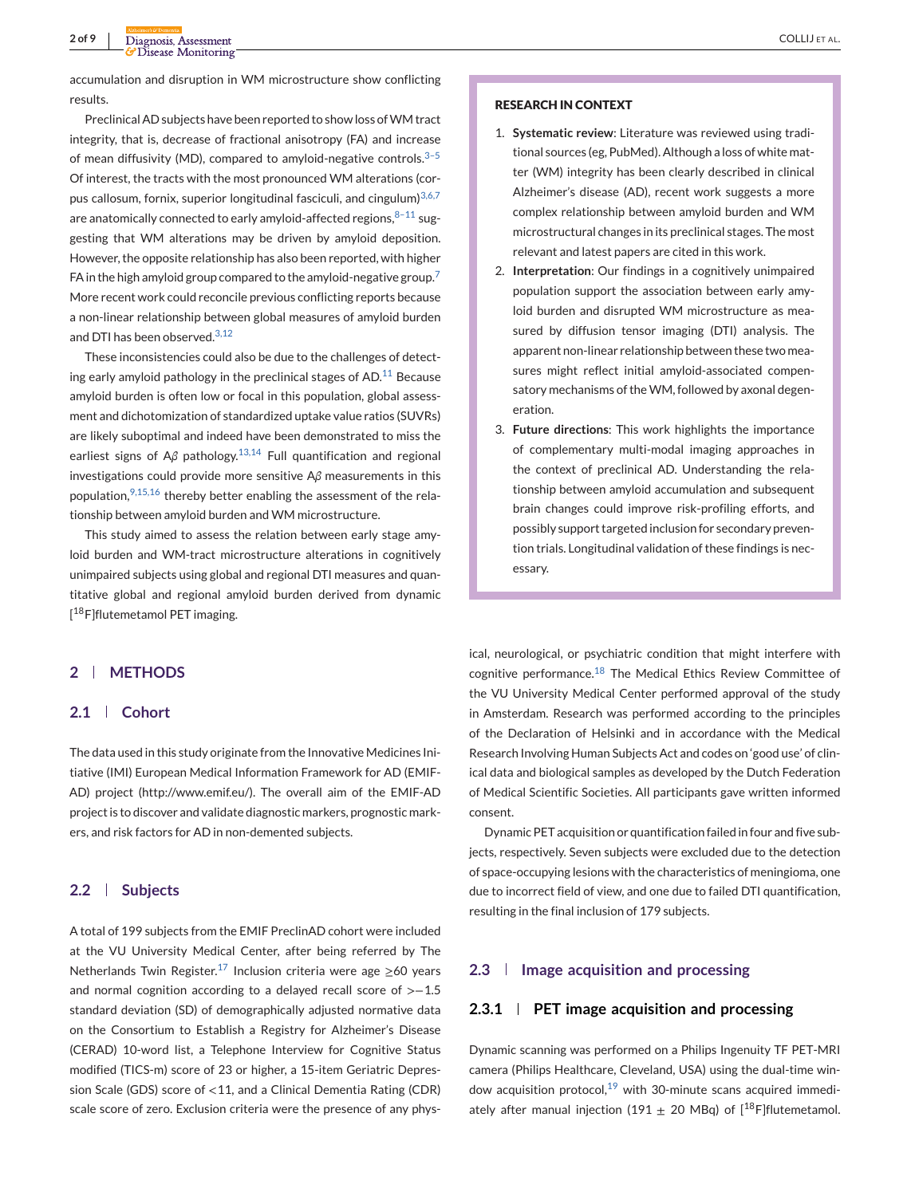accumulation and disruption in WM microstructure show conflicting results.

Preclinical AD subjects have been reported to show loss of WM tract integrity, that is, decrease of fractional anisotropy (FA) and increase of mean diffusivity (MD), compared to amyloid-negative controls.[3–5] Of interest, the tracts with the most pronounced WM alterations (corpus callosum, fornix, superior longitudinal fasciculi, and cingulum)[3,6,7] are anatomically connected to early amyloid-affected regions,[8–11] suggesting that WM alterations may be driven by amyloid deposition. However, the opposite relationship has also been reported, with higher FA in the high amyloid group compared to the amyloid-negative group.[7] More recent work could reconcile previous conflicting reports because a non-linear relationship between global measures of amyloid burden and DTI has been observed.[3,12]

These inconsistencies could also be due to the challenges of detecting early amyloid pathology in the preclinical stages of AD.[11] Because amyloid burden is often low or focal in this population, global assessment and dichotomization of standardized uptake value ratios (SUVRs) are likely suboptimal and indeed have been demonstrated to miss the earliest signs of A$\beta$ pathology.[13,14] Full quantification and regional investigations could provide more sensitive A$\beta$ measurements in this population,[9,15,16] thereby better enabling the assessment of the relationship between amyloid burden and WM microstructure.

This study aimed to assess the relation between early stage amyloid burden and WM-tract microstructure alterations in cognitively unimpaired subjects using global and regional DTI measures and quantitative global and regional amyloid burden derived from dynamic [$^{18}$F]flutemetamol PET imaging.

**RESEARCH IN CONTEXT**

1. **Systematic review**: Literature was reviewed using traditional sources (eg, PubMed). Although a loss of white matter (WM) integrity has been clearly described in clinical Alzheimer's disease (AD), recent work suggests a more complex relationship between amyloid burden and WM microstructural changes in its preclinical stages. The most relevant and latest papers are cited in this work.
2. **Interpretation**: Our findings in a cognitively unimpaired population support the association between early amyloid burden and disrupted WM microstructure as measured by diffusion tensor imaging (DTI) analysis. The apparent non-linear relationship between these two measures might reflect initial amyloid-associated compensatory mechanisms of the WM, followed by axonal degeneration.
3. **Future directions**: This work highlights the importance of complementary multi-modal imaging approaches in the context of preclinical AD. Understanding the relationship between amyloid accumulation and subsequent brain changes could improve risk-profiling efforts, and possibly support targeted inclusion for secondary prevention trials. Longitudinal validation of these findings is necessary.

## 2 | METHODS

### 2.1 | Cohort

The data used in this study originate from the Innovative Medicines Initiative (IMI) European Medical Information Framework for AD (EMIF-AD) project (http://www.emif.eu/). The overall aim of the EMIF-AD project is to discover and validate diagnostic markers, prognostic markers, and risk factors for AD in non-demented subjects.

### 2.2 | Subjects

A total of 199 subjects from the EMIF PreclinAD cohort were included at the VU University Medical Center, after being referred by The Netherlands Twin Register.[17] Inclusion criteria were age ≥60 years and normal cognition according to a delayed recall score of >−1.5 standard deviation (SD) of demographically adjusted normative data on the Consortium to Establish a Registry for Alzheimer's Disease (CERAD) 10-word list, a Telephone Interview for Cognitive Status modified (TICS-m) score of 23 or higher, a 15-item Geriatric Depression Scale (GDS) score of <11, and a Clinical Dementia Rating (CDR) scale score of zero. Exclusion criteria were the presence of any physical, neurological, or psychiatric condition that might interfere with cognitive performance.[18] The Medical Ethics Review Committee of the VU University Medical Center performed approval of the study in Amsterdam. Research was performed according to the principles of the Declaration of Helsinki and in accordance with the Medical Research Involving Human Subjects Act and codes on 'good use' of clinical data and biological samples as developed by the Dutch Federation of Medical Scientific Societies. All participants gave written informed consent.

Dynamic PET acquisition or quantification failed in four and five subjects, respectively. Seven subjects were excluded due to the detection of space-occupying lesions with the characteristics of meningioma, one due to incorrect field of view, and one due to failed DTI quantification, resulting in the final inclusion of 179 subjects.

### 2.3 | Image acquisition and processing

#### 2.3.1 | PET image acquisition and processing

Dynamic scanning was performed on a Philips Ingenuity TF PET-MRI camera (Philips Healthcare, Cleveland, USA) using the dual-time window acquisition protocol,[19] with 30-minute scans acquired immediately after manual injection (191 ± 20 MBq) of [$^{18}$F]flutemetamol.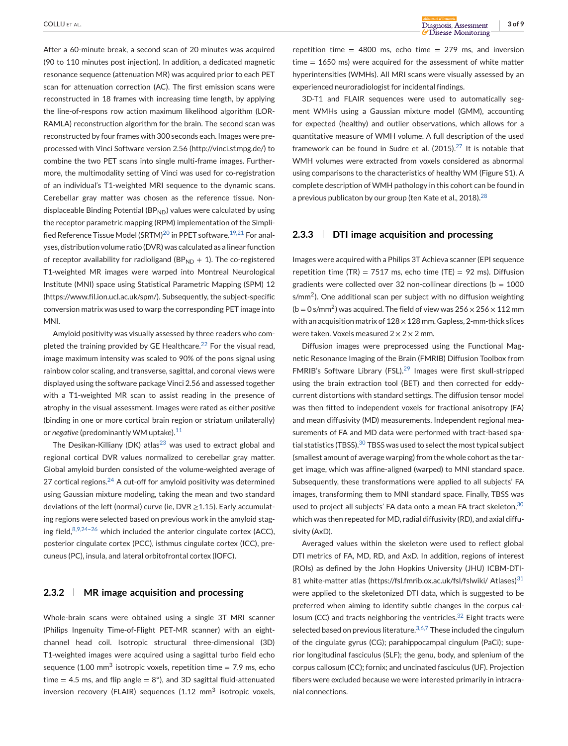After a 60-minute break, a second scan of 20 minutes was acquired (90 to 110 minutes post injection). In addition, a dedicated magnetic resonance sequence (attenuation MR) was acquired prior to each PET scan for attenuation correction (AC). The first emission scans were reconstructed in 18 frames with increasing time length, by applying the line-of-respons row action maximum likelihood algorithm (LOR-RAMLA) reconstruction algorithm for the brain. The second scan was reconstructed by four frames with 300 seconds each. Images were pre-processed with Vinci Software version 2.56 (http://vinci.sf.mpg.de/) to combine the two PET scans into single multi-frame images. Furthermore, the multimodality setting of Vinci was used for co-registration of an individual's T1-weighted MRI sequence to the dynamic scans. Cerebellar gray matter was chosen as the reference tissue. Non-displaceable Binding Potential ($BP_{ND}$) values were calculated by using the receptor parametric mapping (RPM) implementation of the Simplified Reference Tissue Model (SRTM)[20] in PPET software.[19,21] For analyses, distribution volume ratio (DVR) was calculated as a linear function of receptor availability for radioligand ($BP_{ND}$ + 1). The co-registered T1-weighted MR images were warped into Montreal Neurological Institute (MNI) space using Statistical Parametric Mapping (SPM) 12 (https://www.fil.ion.ucl.ac.uk/spm/). Subsequently, the subject-specific conversion matrix was used to warp the corresponding PET image into MNI.

Amyloid positivity was visually assessed by three readers who completed the training provided by GE Healthcare.[22] For the visual read, image maximum intensity was scaled to 90% of the pons signal using rainbow color scaling, and transverse, sagittal, and coronal views were displayed using the software package Vinci 2.56 and assessed together with a T1-weighted MR scan to assist reading in the presence of atrophy in the visual assessment. Images were rated as either *positive* (binding in one or more cortical brain region or striatum unilaterally) or *negative* (predominantly WM uptake).[11]

The Desikan-Killiany (DK) atlas[23] was used to extract global and regional cortical DVR values normalized to cerebellar gray matter. Global amyloid burden consisted of the volume-weighted average of 27 cortical regions.[24] A cut-off for amyloid positivity was determined using Gaussian mixture modeling, taking the mean and two standard deviations of the left (normal) curve (ie, DVR $\geq$1.15). Early accumulating regions were selected based on previous work in the amyloid staging field,[8,9,24–26] which included the anterior cingulate cortex (ACC), posterior cingulate cortex (PCC), isthmus cingulate cortex (ICC), precuneus (PC), insula, and lateral orbitofrontal cortex (lOFC).

### 2.3.2 | MR image acquisition and processing

Whole-brain scans were obtained using a single 3T MRI scanner (Philips Ingenuity Time-of-Flight PET-MR scanner) with an eight-channel head coil. Isotropic structural three-dimensional (3D) T1-weighted images were acquired using a sagittal turbo field echo sequence (1.00 $mm^3$ isotropic voxels, repetition time = 7.9 ms, echo time = 4.5 ms, and flip angle = 8°), and 3D sagittal fluid-attenuated inversion recovery (FLAIR) sequences (1.12 $mm^3$ isotropic voxels, repetition time = 4800 ms, echo time = 279 ms, and inversion time = 1650 ms) were acquired for the assessment of white matter hyperintensities (WMHs). All MRI scans were visually assessed by an experienced neuroradiologist for incidental findings.

3D-T1 and FLAIR sequences were used to automatically segment WMHs using a Gaussian mixture model (GMM), accounting for expected (healthy) and outlier observations, which allows for a quantitative measure of WMH volume. A full description of the used framework can be found in Sudre et al. (2015).[27] It is notable that WMH volumes were extracted from voxels considered as abnormal using comparisons to the characteristics of healthy WM (Figure S1). A complete description of WMH pathology in this cohort can be found in a previous publicaton by our group (ten Kate et al., 2018).[28]

### 2.3.3 | DTI image acquisition and processing

Images were acquired with a Philips 3T Achieva scanner (EPI sequence repetition time (TR) = 7517 ms, echo time (TE) = 92 ms). Diffusion gradients were collected over 32 non-collinear directions (b = 1000 s/$mm^2$). One additional scan per subject with no diffusion weighting (b = 0 s/$mm^2$) was acquired. The field of view was 256 × 256 × 112 mm with an acquisition matrix of 128 × 128 mm. Gapless, 2-mm-thick slices were taken. Voxels measured 2 × 2 × 2 mm.

Diffusion images were preprocessed using the Functional Magnetic Resonance Imaging of the Brain (FMRIB) Diffusion Toolbox from FMRIB's Software Library (FSL).[29] Images were first skull-stripped using the brain extraction tool (BET) and then corrected for eddy-current distortions with standard settings. The diffusion tensor model was then fitted to independent voxels for fractional anisotropy (FA) and mean diffusivity (MD) measurements. Independent regional measurements of FA and MD data were performed with tract-based spatial statistics (TBSS).[30] TBSS was used to select the most typical subject (smallest amount of average warping) from the whole cohort as the target image, which was affine-aligned (warped) to MNI standard space. Subsequently, these transformations were applied to all subjects' FA images, transforming them to MNI standard space. Finally, TBSS was used to project all subjects' FA data onto a mean FA tract skeleton,[30] which was then repeated for MD, radial diffusivity (RD), and axial diffusivity (AxD).

Averaged values within the skeleton were used to reflect global DTI metrics of FA, MD, RD, and AxD. In addition, regions of interest (ROIs) as defined by the John Hopkins University (JHU) ICBM-DTI-81 white-matter atlas (https://fsl.fmrib.ox.ac.uk/fsl/fslwiki/ Atlases)[31] were applied to the skeletonized DTI data, which is suggested to be preferred when aiming to identify subtle changes in the corpus callosum (CC) and tracts neighboring the ventricles.[32] Eight tracts were selected based on previous literature.[3,6,7] These included the cingulum of the cingulate gyrus (CG); parahippocampal cingulum (PaCi); superior longitudinal fasciculus (SLF); the genu, body, and splenium of the corpus callosum (CC); fornix; and uncinated fasciculus (UF). Projection fibers were excluded because we were interested primarily in intracranial connections.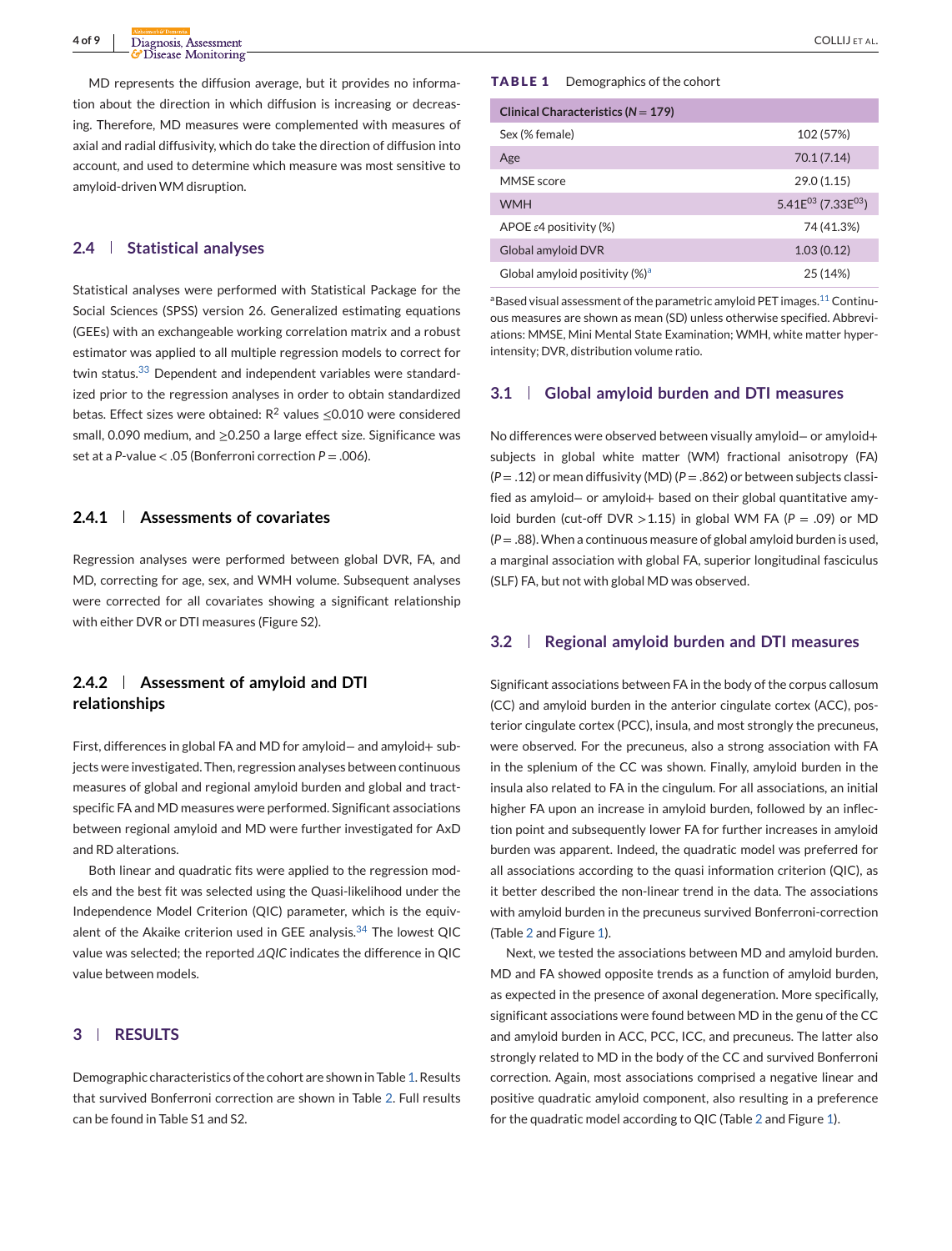MD represents the diffusion average, but it provides no information about the direction in which diffusion is increasing or decreasing. Therefore, MD measures were complemented with measures of axial and radial diffusivity, which do take the direction of diffusion into account, and used to determine which measure was most sensitive to amyloid-driven WM disruption.

### 2.4 | Statistical analyses

Statistical analyses were performed with Statistical Package for the Social Sciences (SPSS) version 26. Generalized estimating equations (GEEs) with an exchangeable working correlation matrix and a robust estimator was applied to all multiple regression models to correct for twin status.[33] Dependent and independent variables were standardized prior to the regression analyses in order to obtain standardized betas. Effect sizes were obtained: $R^2$ values $\leq$0.010 were considered small, 0.090 medium, and $\geq$0.250 a large effect size. Significance was set at a $P$-value < .05 (Bonferroni correction $P$ = .006).

#### 2.4.1 | Assessments of covariates

Regression analyses were performed between global DVR, FA, and MD, correcting for age, sex, and WMH volume. Subsequent analyses were corrected for all covariates showing a significant relationship with either DVR or DTI measures (Figure S2).

#### 2.4.2 | Assessment of amyloid and DTI relationships

First, differences in global FA and MD for amyloid− and amyloid+ subjects were investigated. Then, regression analyses between continuous measures of global and regional amyloid burden and global and tract-specific FA and MD measures were performed. Significant associations between regional amyloid and MD were further investigated for AxD and RD alterations.

Both linear and quadratic fits were applied to the regression models and the best fit was selected using the Quasi-likelihood under the Independence Model Criterion (QIC) parameter, which is the equivalent of the Akaike criterion used in GEE analysis.[34] The lowest QIC value was selected; the reported *ΔQIC* indicates the difference in QIC value between models.

## 3 | RESULTS

Demographic characteristics of the cohort are shown in Table 1. Results that survived Bonferroni correction are shown in Table 2. Full results can be found in Table S1 and S2.

**TABLE 1** Demographics of the cohort

| Clinical Characteristics ($N$ = 179) | |
|---|---|
| Sex (% female) | 102 (57%) |
| Age | 70.1 (7.14) |
| MMSE score | 29.0 (1.15) |
| WMH | 5.41E$^{03}$ (7.33E$^{03}$) |
| APOE ε4 positivity (%) | 74 (41.3%) |
| Global amyloid DVR | 1.03 (0.12) |
| Global amyloid positivity (%)[a] | 25 (14%) |

[a]Based visual assessment of the parametric amyloid PET images.[11] Continuous measures are shown as mean (SD) unless otherwise specified. Abbreviations: MMSE, Mini Mental State Examination; WMH, white matter hyperintensity; DVR, distribution volume ratio.

### 3.1 | Global amyloid burden and DTI measures

No differences were observed between visually amyloid− or amyloid+ subjects in global white matter (WM) fractional anisotropy (FA) ($P$ = .12) or mean diffusivity (MD) ($P$ = .862) or between subjects classified as amyloid− or amyloid+ based on their global quantitative amyloid burden (cut-off DVR >1.15) in global WM FA ($P$ = .09) or MD ($P$ = .88). When a continuous measure of global amyloid burden is used, a marginal association with global FA, superior longitudinal fasciculus (SLF) FA, but not with global MD was observed.

### 3.2 | Regional amyloid burden and DTI measures

Significant associations between FA in the body of the corpus callosum (CC) and amyloid burden in the anterior cingulate cortex (ACC), posterior cingulate cortex (PCC), insula, and most strongly the precuneus, were observed. For the precuneus, also a strong association with FA in the splenium of the CC was shown. Finally, amyloid burden in the insula also related to FA in the cingulum. For all associations, an initial higher FA upon an increase in amyloid burden, followed by an inflection point and subsequently lower FA for further increases in amyloid burden was apparent. Indeed, the quadratic model was preferred for all associations according to the quasi information criterion (QIC), as it better described the non-linear trend in the data. The associations with amyloid burden in the precuneus survived Bonferroni-correction (Table 2 and Figure 1).

Next, we tested the associations between MD and amyloid burden. MD and FA showed opposite trends as a function of amyloid burden, as expected in the presence of axonal degeneration. More specifically, significant associations were found between MD in the genu of the CC and amyloid burden in ACC, PCC, ICC, and precuneus. The latter also strongly related to MD in the body of the CC and survived Bonferroni correction. Again, most associations comprised a negative linear and positive quadratic amyloid component, also resulting in a preference for the quadratic model according to QIC (Table 2 and Figure 1).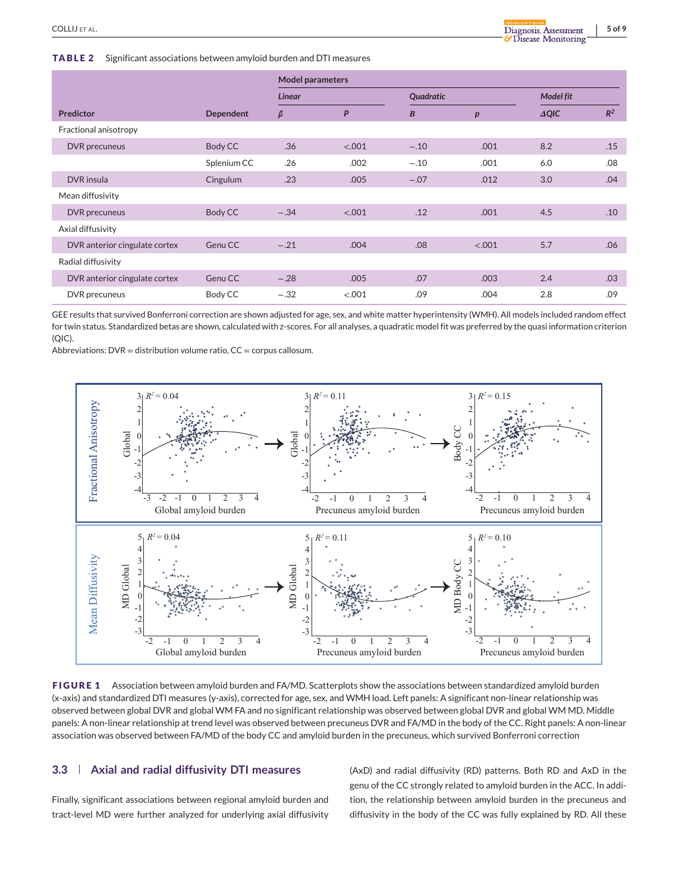**TABLE 2** Significant associations between amyloid burden and DTI measures

| | | Model parameters | | | | | |
|---|---|---|---|---|---|---|---|
| | | *Linear* | | *Quadratic* | | *Model fit* | |
| **Predictor** | **Dependent** | ***β*** | ***P*** | ***B*** | ***p*** | ***ΔQIC*** | ***$R^2$*** |
| Fractional anisotropy | | | | | | | |
| DVR precuneus | Body CC | .36 | <.001 | −.10 | .001 | 8.2 | .15 |
| | Splenium CC | .26 | .002 | −.10 | .001 | 6.0 | .08 |
| DVR insula | Cingulum | .23 | .005 | −.07 | .012 | 3.0 | .04 |
| Mean diffusivity | | | | | | | |
| DVR precuneus | Body CC | −.34 | <.001 | .12 | .001 | 4.5 | .10 |
| Axial diffusivity | | | | | | | |
| DVR anterior cingulate cortex | Genu CC | −.21 | .004 | .08 | <.001 | 5.7 | .06 |
| Radial diffusivity | | | | | | | |
| DVR anterior cingulate cortex | Genu CC | −.28 | .005 | .07 | .003 | 2.4 | .03 |
| DVR precuneus | Body CC | −.32 | <.001 | .09 | .004 | 2.8 | .09 |

GEE results that survived Bonferroni correction are shown adjusted for age, sex, and white matter hyperintensity (WMH). All models included random effect for twin status. Standardized betas are shown, calculated with *z*-scores. For all analyses, a quadratic model fit was preferred by the quasi information criterion (QIC).

Abbreviations: DVR = distribution volume ratio, CC = corpus callosum.

**FIGURE 1** Association between amyloid burden and FA/MD. Scatterplots show the associations between standardized amyloid burden (x-axis) and standardized DTI measures (y-axis), corrected for age, sex, and WMH load. Left panels: A significant non-linear relationship was observed between global DVR and global WM FA and no significant relationship was observed between global DVR and global WM MD. Middle panels: A non-linear relationship at trend level was observed between precuneus DVR and FA/MD in the body of the CC. Right panels: A non-linear association was observed between FA/MD of the body CC and amyloid burden in the precuneus, which survived Bonferroni correction

## 3.3 | Axial and radial diffusivity DTI measures

Finally, significant associations between regional amyloid burden and tract-level MD were further analyzed for underlying axial diffusivity (AxD) and radial diffusivity (RD) patterns. Both RD and AxD in the genu of the CC strongly related to amyloid burden in the ACC. In addition, the relationship between amyloid burden in the precuneus and diffusivity in the body of the CC was fully explained by RD. All these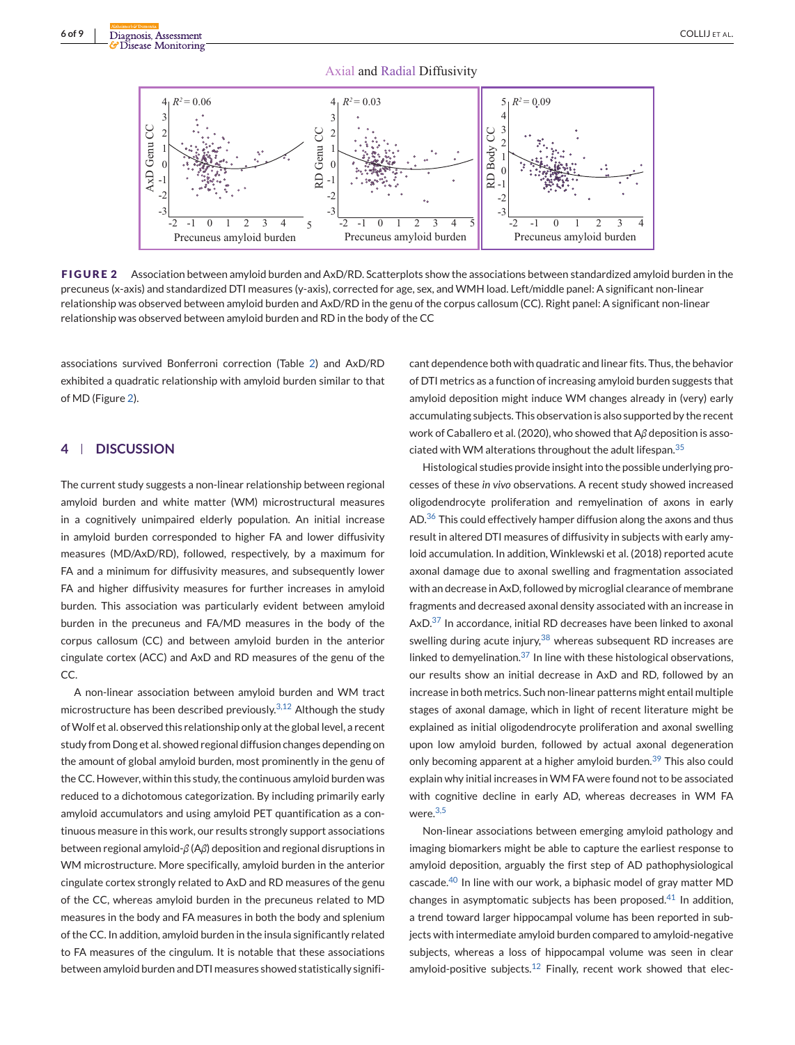**FIGURE 2** Association between amyloid burden and AxD/RD. Scatterplots show the associations between standardized amyloid burden in the precuneus (x-axis) and standardized DTI measures (y-axis), corrected for age, sex, and WMH load. Left/middle panel: A significant non-linear relationship was observed between amyloid burden and AxD/RD in the genu of the corpus callosum (CC). Right panel: A significant non-linear relationship was observed between amyloid burden and RD in the body of the CC

associations survived Bonferroni correction (Table 2) and AxD/RD exhibited a quadratic relationship with amyloid burden similar to that of MD (Figure 2).

## 4 | DISCUSSION

The current study suggests a non-linear relationship between regional amyloid burden and white matter (WM) microstructural measures in a cognitively unimpaired elderly population. An initial increase in amyloid burden corresponded to higher FA and lower diffusivity measures (MD/AxD/RD), followed, respectively, by a maximum for FA and a minimum for diffusivity measures, and subsequently lower FA and higher diffusivity measures for further increases in amyloid burden. This association was particularly evident between amyloid burden in the precuneus and FA/MD measures in the body of the corpus callosum (CC) and between amyloid burden in the anterior cingulate cortex (ACC) and AxD and RD measures of the genu of the CC.

A non-linear association between amyloid burden and WM tract microstructure has been described previously.[3,12] Although the study of Wolf et al. observed this relationship only at the global level, a recent study from Dong et al. showed regional diffusion changes depending on the amount of global amyloid burden, most prominently in the genu of the CC. However, within this study, the continuous amyloid burden was reduced to a dichotomous categorization. By including primarily early amyloid accumulators and using amyloid PET quantification as a continuous measure in this work, our results strongly support associations between regional amyloid-$\beta$ (A$\beta$) deposition and regional disruptions in WM microstructure. More specifically, amyloid burden in the anterior cingulate cortex strongly related to AxD and RD measures of the genu of the CC, whereas amyloid burden in the precuneus related to MD measures in the body and FA measures in both the body and splenium of the CC. In addition, amyloid burden in the insula significantly related to FA measures of the cingulum. It is notable that these associations between amyloid burden and DTI measures showed statistically significant dependence both with quadratic and linear fits. Thus, the behavior of DTI metrics as a function of increasing amyloid burden suggests that amyloid deposition might induce WM changes already in (very) early accumulating subjects. This observation is also supported by the recent work of Caballero et al. (2020), who showed that A$\beta$ deposition is associated with WM alterations throughout the adult lifespan.[35]

Histological studies provide insight into the possible underlying processes of these *in vivo* observations. A recent study showed increased oligodendrocyte proliferation and remyelination of axons in early AD.[36] This could effectively hamper diffusion along the axons and thus result in altered DTI measures of diffusivity in subjects with early amyloid accumulation. In addition, Winklewski et al. (2018) reported acute axonal damage due to axonal swelling and fragmentation associated with an decrease in AxD, followed by microglial clearance of membrane fragments and decreased axonal density associated with an increase in AxD.[37] In accordance, initial RD decreases have been linked to axonal swelling during acute injury,[38] whereas subsequent RD increases are linked to demyelination.[37] In line with these histological observations, our results show an initial decrease in AxD and RD, followed by an increase in both metrics. Such non-linear patterns might entail multiple stages of axonal damage, which in light of recent literature might be explained as initial oligodendrocyte proliferation and axonal swelling upon low amyloid burden, followed by actual axonal degeneration only becoming apparent at a higher amyloid burden.[39] This also could explain why initial increases in WM FA were found not to be associated with cognitive decline in early AD, whereas decreases in WM FA were.[3,5]

Non-linear associations between emerging amyloid pathology and imaging biomarkers might be able to capture the earliest response to amyloid deposition, arguably the first step of AD pathophysiological cascade.[40] In line with our work, a biphasic model of gray matter MD changes in asymptomatic subjects has been proposed.[41] In addition, a trend toward larger hippocampal volume has been reported in subjects with intermediate amyloid burden compared to amyloid-negative subjects, whereas a loss of hippocampal volume was seen in clear amyloid-positive subjects.[12] Finally, recent work showed that elec-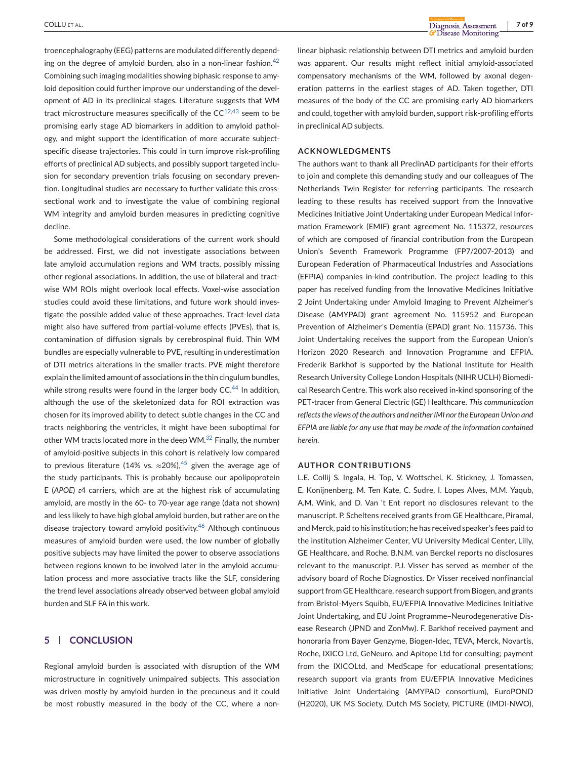troencephalography (EEG) patterns are modulated differently depending on the degree of amyloid burden, also in a non-linear fashion.[42] Combining such imaging modalities showing biphasic response to amyloid deposition could further improve our understanding of the development of AD in its preclinical stages. Literature suggests that WM tract microstructure measures specifically of the CC[12,43] seem to be promising early stage AD biomarkers in addition to amyloid pathology, and might support the identification of more accurate subject-specific disease trajectories. This could in turn improve risk-profiling efforts of preclinical AD subjects, and possibly support targeted inclusion for secondary prevention trials focusing on secondary prevention. Longitudinal studies are necessary to further validate this cross-sectional work and to investigate the value of combining regional WM integrity and amyloid burden measures in predicting cognitive decline.

Some methodological considerations of the current work should be addressed. First, we did not investigate associations between late amyloid accumulation regions and WM tracts, possibly missing other regional associations. In addition, the use of bilateral and tract-wise WM ROIs might overlook local effects. Voxel-wise association studies could avoid these limitations, and future work should investigate the possible added value of these approaches. Tract-level data might also have suffered from partial-volume effects (PVEs), that is, contamination of diffusion signals by cerebrospinal fluid. Thin WM bundles are especially vulnerable to PVE, resulting in underestimation of DTI metrics alterations in the smaller tracts. PVE might therefore explain the limited amount of associations in the thin cingulum bundles, while strong results were found in the larger body CC.[44] In addition, although the use of the skeletonized data for ROI extraction was chosen for its improved ability to detect subtle changes in the CC and tracts neighboring the ventricles, it might have been suboptimal for other WM tracts located more in the deep WM.[32] Finally, the number of amyloid-positive subjects in this cohort is relatively low compared to previous literature (14% vs. ≈20%),[45] given the average age of the study participants. This is probably because our apolipoprotein E (*APOE*) $\varepsilon$4 carriers, which are at the highest risk of accumulating amyloid, are mostly in the 60- to 70-year age range (data not shown) and less likely to have high global amyloid burden, but rather are on the disease trajectory toward amyloid positivity.[46] Although continuous measures of amyloid burden were used, the low number of globally positive subjects may have limited the power to observe associations between regions known to be involved later in the amyloid accumulation process and more associative tracts like the SLF, considering the trend level associations already observed between global amyloid burden and SLF FA in this work.

## 5 | CONCLUSION

Regional amyloid burden is associated with disruption of the WM microstructure in cognitively unimpaired subjects. This association was driven mostly by amyloid burden in the precuneus and it could be most robustly measured in the body of the CC, where a non-linear biphasic relationship between DTI metrics and amyloid burden was apparent. Our results might reflect initial amyloid-associated compensatory mechanisms of the WM, followed by axonal degeneration patterns in the earliest stages of AD. Taken together, DTI measures of the body of the CC are promising early AD biomarkers and could, together with amyloid burden, support risk-profiling efforts in preclinical AD subjects.

## ACKNOWLEDGMENTS

The authors want to thank all PreclinAD participants for their efforts to join and complete this demanding study and our colleagues of The Netherlands Twin Register for referring participants. The research leading to these results has received support from the Innovative Medicines Initiative Joint Undertaking under European Medical Information Framework (EMIF) grant agreement No. 115372, resources of which are composed of financial contribution from the European Union's Seventh Framework Programme (FP7/2007-2013) and European Federation of Pharmaceutical Industries and Associations (EFPIA) companies in-kind contribution. The project leading to this paper has received funding from the Innovative Medicines Initiative 2 Joint Undertaking under Amyloid Imaging to Prevent Alzheimer's Disease (AMYPAD) grant agreement No. 115952 and European Prevention of Alzheimer's Dementia (EPAD) grant No. 115736. This Joint Undertaking receives the support from the European Union's Horizon 2020 Research and Innovation Programme and EFPIA. Frederik Barkhof is supported by the National Institute for Health Research University College London Hospitals (NIHR UCLH) Biomedical Research Centre. This work also received in-kind sponsoring of the PET-tracer from General Electric (GE) Healthcare. *This communication reflects the views of the authors and neither IMI nor the European Union and EFPIA are liable for any use that may be made of the information contained herein.*

## AUTHOR CONTRIBUTIONS

L.E. Collij S. Ingala, H. Top, V. Wottschel, K. Stickney, J. Tomassen, E. Konijnenberg, M. Ten Kate, C. Sudre, I. Lopes Alves, M.M. Yaqub, A.M. Wink, and D. Van 't Ent report no disclosures relevant to the manuscript. P. Scheltens received grants from GE Healthcare, Piramal, and Merck, paid to his institution; he has received speaker's fees paid to the institution Alzheimer Center, VU University Medical Center, Lilly, GE Healthcare, and Roche. B.N.M. van Berckel reports no disclosures relevant to the manuscript. P.J. Visser has served as member of the advisory board of Roche Diagnostics. Dr Visser received nonfinancial support from GE Healthcare, research support from Biogen, and grants from Bristol-Myers Squibb, EU/EFPIA Innovative Medicines Initiative Joint Undertaking, and EU Joint Programme–Neurodegenerative Disease Research (JPND and ZonMw). F. Barkhof received payment and honoraria from Bayer Genzyme, Biogen-Idec, TEVA, Merck, Novartis, Roche, IXICO Ltd, GeNeuro, and Apitope Ltd for consulting; payment from the IXICOLtd, and MedScape for educational presentations; research support via grants from EU/EFPIA Innovative Medicines Initiative Joint Undertaking (AMYPAD consortium), EuroPOND (H2020), UK MS Society, Dutch MS Society, PICTURE (IMDI-NWO),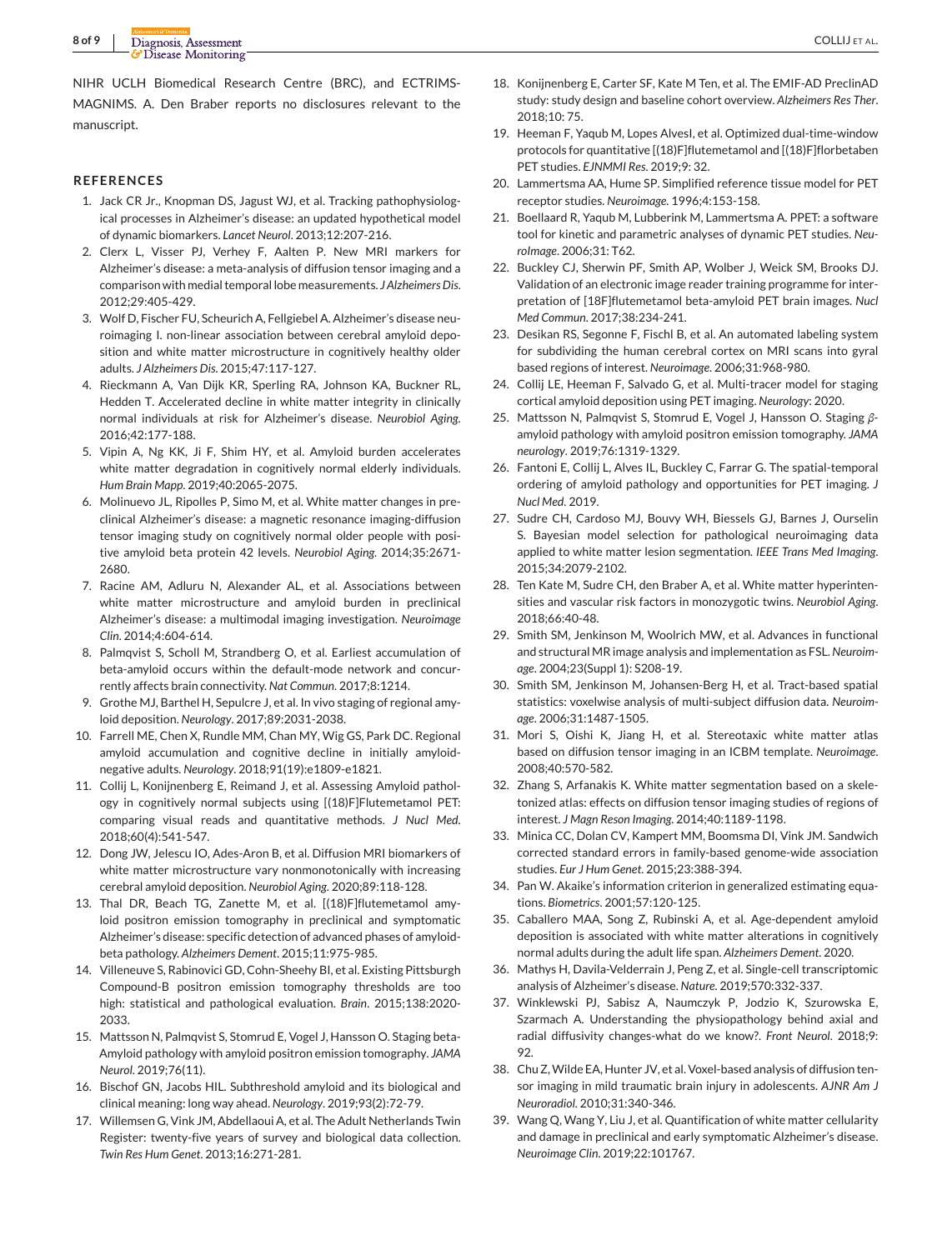NIHR UCLH Biomedical Research Centre (BRC), and ECTRIMS-MAGNIMS. A. Den Braber reports no disclosures relevant to the manuscript.

## REFERENCES

1. Jack CR Jr., Knopman DS, Jagust WJ, et al. Tracking pathophysiological processes in Alzheimer's disease: an updated hypothetical model of dynamic biomarkers. *Lancet Neurol*. 2013;12:207-216.
2. Clerx L, Visser PJ, Verhey F, Aalten P. New MRI markers for Alzheimer's disease: a meta-analysis of diffusion tensor imaging and a comparison with medial temporal lobe measurements. *J Alzheimers Dis*. 2012;29:405-429.
3. Wolf D, Fischer FU, Scheurich A, Fellgiebel A. Alzheimer's disease neuroimaging I. non-linear association between cerebral amyloid deposition and white matter microstructure in cognitively healthy older adults. *J Alzheimers Dis*. 2015;47:117-127.
4. Rieckmann A, Van Dijk KR, Sperling RA, Johnson KA, Buckner RL, Hedden T. Accelerated decline in white matter integrity in clinically normal individuals at risk for Alzheimer's disease. *Neurobiol Aging*. 2016;42:177-188.
5. Vipin A, Ng KK, Ji F, Shim HY, et al. Amyloid burden accelerates white matter degradation in cognitively normal elderly individuals. *Hum Brain Mapp*. 2019;40:2065-2075.
6. Molinuevo JL, Ripolles P, Simo M, et al. White matter changes in preclinical Alzheimer's disease: a magnetic resonance imaging-diffusion tensor imaging study on cognitively normal older people with positive amyloid beta protein 42 levels. *Neurobiol Aging*. 2014;35:2671-2680.
7. Racine AM, Adluru N, Alexander AL, et al. Associations between white matter microstructure and amyloid burden in preclinical Alzheimer's disease: a multimodal imaging investigation. *Neuroimage Clin*. 2014;4:604-614.
8. Palmqvist S, Scholl M, Strandberg O, et al. Earliest accumulation of beta-amyloid occurs within the default-mode network and concurrently affects brain connectivity. *Nat Commun*. 2017;8:1214.
9. Grothe MJ, Barthel H, Sepulcre J, et al. In vivo staging of regional amyloid deposition. *Neurology*. 2017;89:2031-2038.
10. Farrell ME, Chen X, Rundle MM, Chan MY, Wig GS, Park DC. Regional amyloid accumulation and cognitive decline in initially amyloid-negative adults. *Neurology*. 2018;91(19):e1809-e1821.
11. Collij L, Konijnenberg E, Reimand J, et al. Assessing Amyloid pathology in cognitively normal subjects using [(18)F]Flutemetamol PET: comparing visual reads and quantitative methods. *J Nucl Med*. 2018;60(4):541-547.
12. Dong JW, Jelescu IO, Ades-Aron B, et al. Diffusion MRI biomarkers of white matter microstructure vary nonmonotonically with increasing cerebral amyloid deposition. *Neurobiol Aging*. 2020;89:118-128.
13. Thal DR, Beach TG, Zanette M, et al. [(18)F]flutemetamol amyloid positron emission tomography in preclinical and symptomatic Alzheimer's disease: specific detection of advanced phases of amyloid-beta pathology. *Alzheimers Dement*. 2015;11:975-985.
14. Villeneuve S, Rabinovici GD, Cohn-Sheehy BI, et al. Existing Pittsburgh Compound-B positron emission tomography thresholds are too high: statistical and pathological evaluation. *Brain*. 2015;138:2020-2033.
15. Mattsson N, Palmqvist S, Stomrud E, Vogel J, Hansson O. Staging beta-Amyloid pathology with amyloid positron emission tomography. *JAMA Neurol*. 2019;76(11).
16. Bischof GN, Jacobs HIL. Subthreshold amyloid and its biological and clinical meaning: long way ahead. *Neurology*. 2019;93(2):72-79.
17. Willemsen G, Vink JM, Abdellaoui A, et al. The Adult Netherlands Twin Register: twenty-five years of survey and biological data collection. *Twin Res Hum Genet*. 2013;16:271-281.
18. Konijnenberg E, Carter SF, Kate M Ten, et al. The EMIF-AD PreclinAD study: study design and baseline cohort overview. *Alzheimers Res Ther*. 2018;10: 75.
19. Heeman F, Yaqub M, Lopes AlvesI, et al. Optimized dual-time-window protocols for quantitative [(18)F]flutemetamol and [(18)F]florbetaben PET studies. *EJNMMI Res*. 2019;9: 32.
20. Lammertsma AA, Hume SP. Simplified reference tissue model for PET receptor studies. *Neuroimage*. 1996;4:153-158.
21. Boellaard R, Yaqub M, Lubberink M, Lammertsma A. PPET: a software tool for kinetic and parametric analyses of dynamic PET studies. *NeuroImage*. 2006;31: T62.
22. Buckley CJ, Sherwin PF, Smith AP, Wolber J, Weick SM, Brooks DJ. Validation of an electronic image reader training programme for interpretation of [18F]flutemetamol beta-amyloid PET brain images. *Nucl Med Commun*. 2017;38:234-241.
23. Desikan RS, Segonne F, Fischl B, et al. An automated labeling system for subdividing the human cerebral cortex on MRI scans into gyral based regions of interest. *Neuroimage*. 2006;31:968-980.
24. Collij LE, Heeman F, Salvado G, et al. Multi-tracer model for staging cortical amyloid deposition using PET imaging. *Neurology*: 2020.
25. Mattsson N, Palmqvist S, Stomrud E, Vogel J, Hansson O. Staging β-amyloid pathology with amyloid positron emission tomography. *JAMA neurology*. 2019;76:1319-1329.
26. Fantoni E, Collij L, Alves IL, Buckley C, Farrar G. The spatial-temporal ordering of amyloid pathology and opportunities for PET imaging. *J Nucl Med*. 2019.
27. Sudre CH, Cardoso MJ, Bouvy WH, Biessels GJ, Barnes J, Ourselin S. Bayesian model selection for pathological neuroimaging data applied to white matter lesion segmentation. *IEEE Trans Med Imaging*. 2015;34:2079-2102.
28. Ten Kate M, Sudre CH, den Braber A, et al. White matter hyperintensities and vascular risk factors in monozygotic twins. *Neurobiol Aging*. 2018;66:40-48.
29. Smith SM, Jenkinson M, Woolrich MW, et al. Advances in functional and structural MR image analysis and implementation as FSL. *Neuroimage*. 2004;23(Suppl 1): S208-19.
30. Smith SM, Jenkinson M, Johansen-Berg H, et al. Tract-based spatial statistics: voxelwise analysis of multi-subject diffusion data. *Neuroimage*. 2006;31:1487-1505.
31. Mori S, Oishi K, Jiang H, et al. Stereotaxic white matter atlas based on diffusion tensor imaging in an ICBM template. *Neuroimage*. 2008;40:570-582.
32. Zhang S, Arfanakis K. White matter segmentation based on a skeletonized atlas: effects on diffusion tensor imaging studies of regions of interest. *J Magn Reson Imaging*. 2014;40:1189-1198.
33. Minica CC, Dolan CV, Kampert MM, Boomsma DI, Vink JM. Sandwich corrected standard errors in family-based genome-wide association studies. *Eur J Hum Genet*. 2015;23:388-394.
34. Pan W. Akaike's information criterion in generalized estimating equations. *Biometrics*. 2001;57:120-125.
35. Caballero MAA, Song Z, Rubinski A, et al. Age-dependent amyloid deposition is associated with white matter alterations in cognitively normal adults during the adult life span. *Alzheimers Dement*. 2020.
36. Mathys H, Davila-Velderrain J, Peng Z, et al. Single-cell transcriptomic analysis of Alzheimer's disease. *Nature*. 2019;570:332-337.
37. Winklewski PJ, Sabisz A, Naumczyk P, Jodzio K, Szurowska E, Szarmach A. Understanding the physiopathology behind axial and radial diffusivity changes-what do we know?. *Front Neurol*. 2018;9: 92.
38. Chu Z, Wilde EA, Hunter JV, et al. Voxel-based analysis of diffusion tensor imaging in mild traumatic brain injury in adolescents. *AJNR Am J Neuroradiol*. 2010;31:340-346.
39. Wang Q, Wang Y, Liu J, et al. Quantification of white matter cellularity and damage in preclinical and early symptomatic Alzheimer's disease. *Neuroimage Clin*. 2019;22:101767.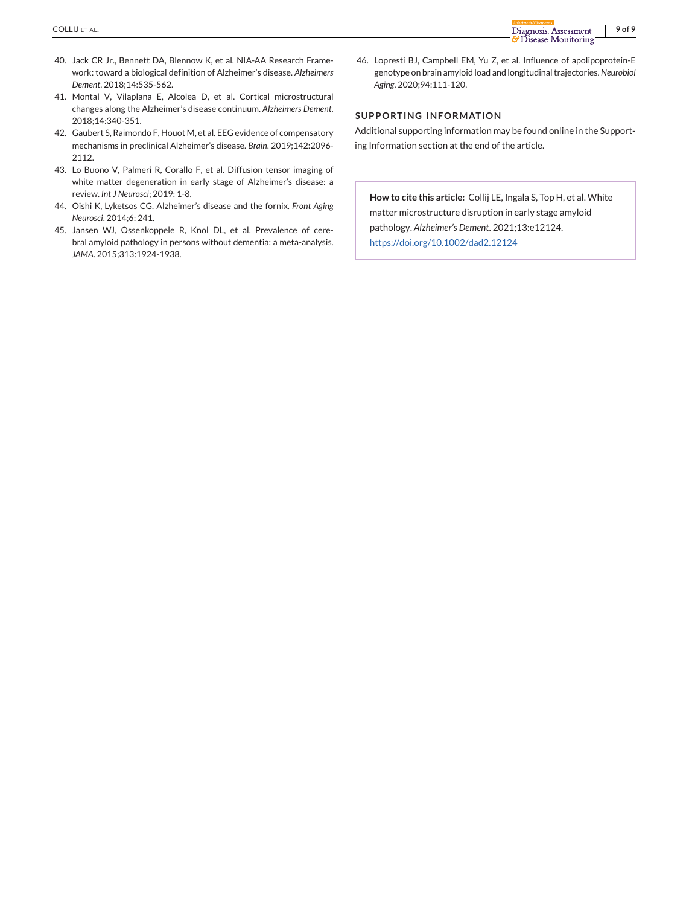40. Jack CR Jr., Bennett DA, Blennow K, et al. NIA-AA Research Framework: toward a biological definition of Alzheimer's disease. *Alzheimers Dement*. 2018;14:535-562.
41. Montal V, Vilaplana E, Alcolea D, et al. Cortical microstructural changes along the Alzheimer's disease continuum. *Alzheimers Dement*. 2018;14:340-351.
42. Gaubert S, Raimondo F, Houot M, et al. EEG evidence of compensatory mechanisms in preclinical Alzheimer's disease. *Brain*. 2019;142:2096-2112.
43. Lo Buono V, Palmeri R, Corallo F, et al. Diffusion tensor imaging of white matter degeneration in early stage of Alzheimer's disease: a review. *Int J Neurosci*; 2019: 1-8.
44. Oishi K, Lyketsos CG. Alzheimer's disease and the fornix. *Front Aging Neurosci*. 2014;6: 241.
45. Jansen WJ, Ossenkoppele R, Knol DL, et al. Prevalence of cerebral amyloid pathology in persons without dementia: a meta-analysis. *JAMA*. 2015;313:1924-1938.
46. Lopresti BJ, Campbell EM, Yu Z, et al. Influence of apolipoprotein-E genotype on brain amyloid load and longitudinal trajectories. *Neurobiol Aging*. 2020;94:111-120.

## SUPPORTING INFORMATION

Additional supporting information may be found online in the Supporting Information section at the end of the article.

**How to cite this article:** Collij LE, Ingala S, Top H, et al. White matter microstructure disruption in early stage amyloid pathology. *Alzheimer's Dement*. 2021;13:e12124. https://doi.org/10.1002/dad2.12124